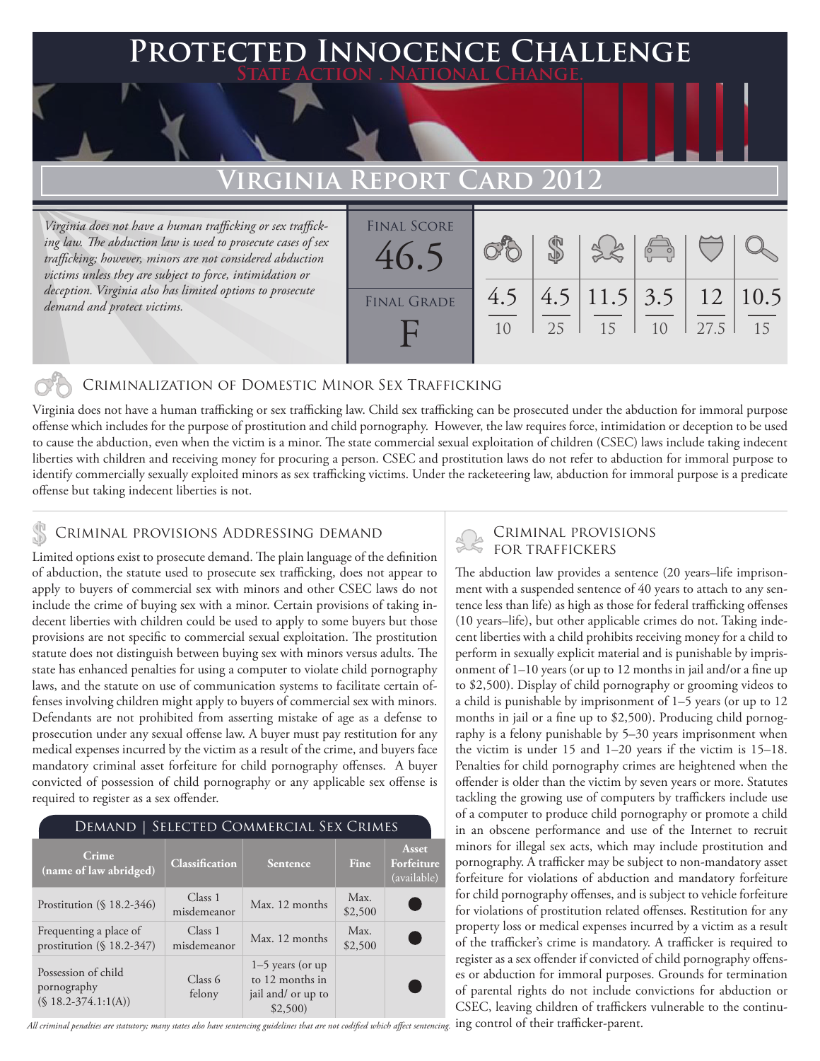# Protected Innocence Challenge

**State Action . National Change.**

## Virginia Report Card 2012

*Virginia does not have a human trafficking or sex trafficking law. The abduction law is used to prosecute cases of sex trafficking; however, minors are not considered abduction victims unless they are subject to force, intimidation or deception. Virginia also has limited options to prosecute demand and protect victims.*

| Final Score | Final Grade |
|---|---|
| 46.5 | F |

| Criminalization of Domestic Minor Sex Trafficking | Criminal Provisions Addressing Demand | Criminal Provisions for Traffickers | Criminal Provisions for Facilitators | Protective Provisions for the Child Victims | Criminal Justice Tools for Investigation and Prosecution |
|---|---|---|---|---|---|
| 4.5 / 10 | 4.5 / 25 | 11.5 / 15 | 3.5 / 10 | 12 / 27.5 | 10.5 / 15 |

### Criminalization of Domestic Minor Sex Trafficking

Virginia does not have a human trafficking or sex trafficking law. Child sex trafficking can be prosecuted under the abduction for immoral purpose offense which includes for the purpose of prostitution and child pornography. However, the law requires force, intimidation or deception to be used to cause the abduction, even when the victim is a minor. The state commercial sexual exploitation of children (CSEC) laws include taking indecent liberties with children and receiving money for procuring a person. CSEC and prostitution laws do not refer to abduction for immoral purpose to identify commercially sexually exploited minors as sex trafficking victims. Under the racketeering law, abduction for immoral purpose is a predicate offense but taking indecent liberties is not.

### Criminal provisions Addressing demand

Limited options exist to prosecute demand. The plain language of the definition of abduction, the statute used to prosecute sex trafficking, does not appear to apply to buyers of commercial sex with minors and other CSEC laws do not include the crime of buying sex with a minor. Certain provisions of taking indecent liberties with children could be used to apply to some buyers but those provisions are not specific to commercial sexual exploitation. The prostitution statute does not distinguish between buying sex with minors versus adults. The state has enhanced penalties for using a computer to violate child pornography laws, and the statute on use of communication systems to facilitate certain offenses involving children might apply to buyers of commercial sex with minors. Defendants are not prohibited from asserting mistake of age as a defense to prosecution under any sexual offense law. A buyer must pay restitution for any medical expenses incurred by the victim as a result of the crime, and buyers face mandatory criminal asset forfeiture for child pornography offenses. A buyer convicted of possession of child pornography or any applicable sex offense is required to register as a sex offender.

#### Demand | Selected Commercial Sex Crimes

| Crime (name of law abridged) | Classification | Sentence | Fine | Asset Forfeiture (available) |
|---|---|---|---|---|
| Prostitution (§ 18.2-346) | Class 1 misdemeanor | Max. 12 months | Max. $2,500 | ● |
| Frequenting a place of prostitution (§ 18.2-347) | Class 1 misdemeanor | Max. 12 months | Max. $2,500 | ● |
| Possession of child pornography (§ 18.2-374.1:1(A)) | Class 6 felony | 1–5 years (or up to 12 months in jail and/ or up to $2,500) | | ● |

*All criminal penalties are statutory; many states also have sentencing guidelines that are not codified which affect sentencing.*

### Criminal provisions for traffickers

The abduction law provides a sentence (20 years–life imprisonment with a suspended sentence of 40 years to attach to any sentence less than life) as high as those for federal trafficking offenses (10 years–life), but other applicable crimes do not. Taking indecent liberties with a child prohibits receiving money for a child to perform in sexually explicit material and is punishable by imprisonment of 1–10 years (or up to 12 months in jail and/or a fine up to $2,500). Display of child pornography or grooming videos to a child is punishable by imprisonment of 1–5 years (or up to 12 months in jail or a fine up to $2,500). Producing child pornography is a felony punishable by 5–30 years imprisonment when the victim is under 15 and 1–20 years if the victim is 15–18. Penalties for child pornography crimes are heightened when the offender is older than the victim by seven years or more. Statutes tackling the growing use of computers by traffickers include use of a computer to produce child pornography or promote a child in an obscene performance and use of the Internet to recruit minors for illegal sex acts, which may include prostitution and pornography. A trafficker may be subject to non-mandatory asset forfeiture for violations of abduction and mandatory forfeiture for child pornography offenses, and is subject to vehicle forfeiture for violations of prostitution related offenses. Restitution for any property loss or medical expenses incurred by a victim as a result of the trafficker's crime is mandatory. A trafficker is required to register as a sex offender if convicted of child pornography offenses or abduction for immoral purposes. Grounds for termination of parental rights do not include convictions for abduction or CSEC, leaving children of traffickers vulnerable to the continuing control of their trafficker-parent.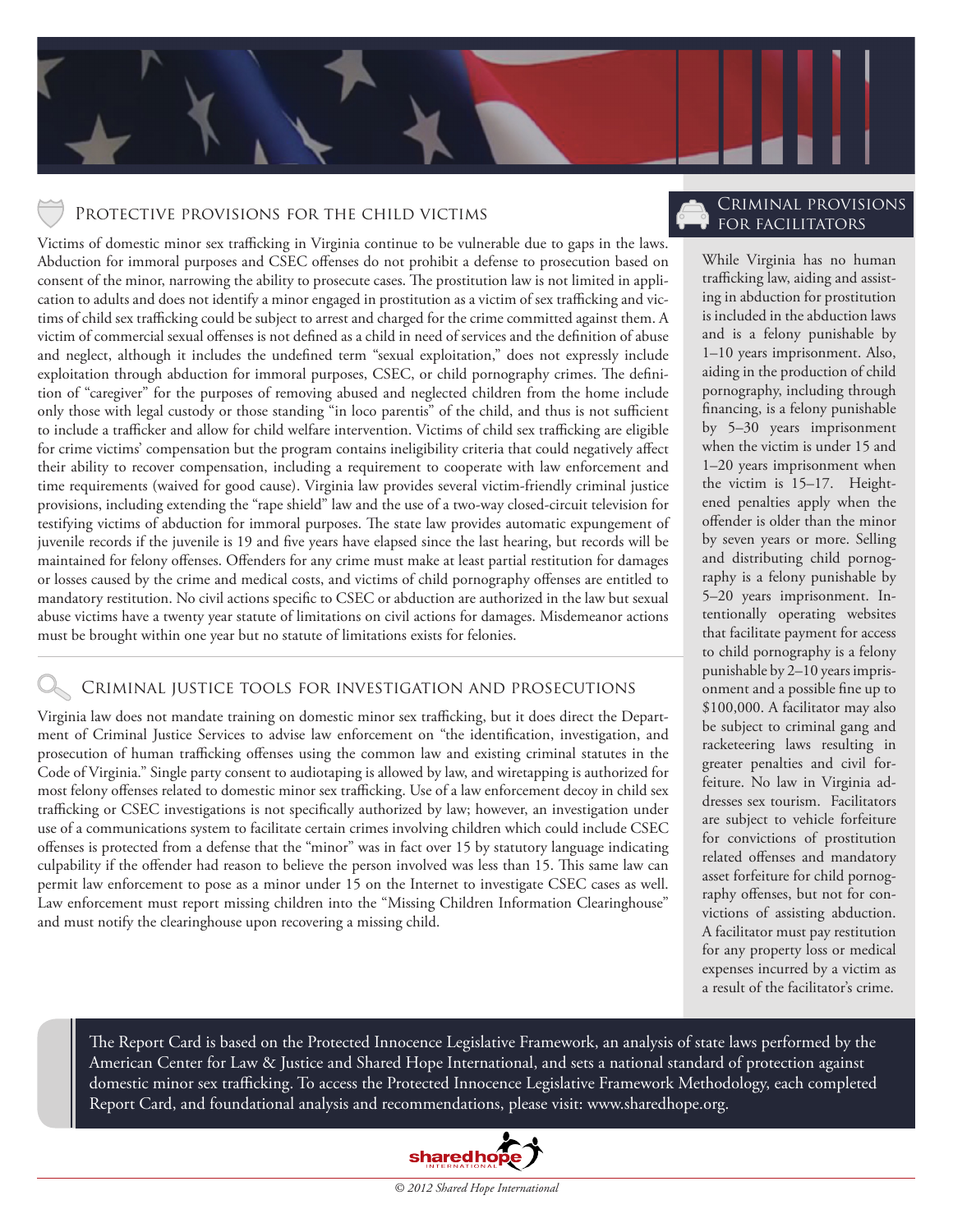## Protective provisions for the child victims

Victims of domestic minor sex trafficking in Virginia continue to be vulnerable due to gaps in the laws. Abduction for immoral purposes and CSEC offenses do not prohibit a defense to prosecution based on consent of the minor, narrowing the ability to prosecute cases. The prostitution law is not limited in application to adults and does not identify a minor engaged in prostitution as a victim of sex trafficking and victims of child sex trafficking could be subject to arrest and charged for the crime committed against them. A victim of commercial sexual offenses is not defined as a child in need of services and the definition of abuse and neglect, although it includes the undefined term "sexual exploitation," does not expressly include exploitation through abduction for immoral purposes, CSEC, or child pornography crimes. The definition of "caregiver" for the purposes of removing abused and neglected children from the home include only those with legal custody or those standing "in loco parentis" of the child, and thus is not sufficient to include a trafficker and allow for child welfare intervention. Victims of child sex trafficking are eligible for crime victims' compensation but the program contains ineligibility criteria that could negatively affect their ability to recover compensation, including a requirement to cooperate with law enforcement and time requirements (waived for good cause). Virginia law provides several victim-friendly criminal justice provisions, including extending the "rape shield" law and the use of a two-way closed-circuit television for testifying victims of abduction for immoral purposes. The state law provides automatic expungement of juvenile records if the juvenile is 19 and five years have elapsed since the last hearing, but records will be maintained for felony offenses. Offenders for any crime must make at least partial restitution for damages or losses caused by the crime and medical costs, and victims of child pornography offenses are entitled to mandatory restitution. No civil actions specific to CSEC or abduction are authorized in the law but sexual abuse victims have a twenty year statute of limitations on civil actions for damages. Misdemeanor actions must be brought within one year but no statute of limitations exists for felonies.

## Criminal justice tools for investigation and prosecutions

Virginia law does not mandate training on domestic minor sex trafficking, but it does direct the Department of Criminal Justice Services to advise law enforcement on "the identification, investigation, and prosecution of human trafficking offenses using the common law and existing criminal statutes in the Code of Virginia." Single party consent to audiotaping is allowed by law, and wiretapping is authorized for most felony offenses related to domestic minor sex trafficking. Use of a law enforcement decoy in child sex trafficking or CSEC investigations is not specifically authorized by law; however, an investigation under use of a communications system to facilitate certain crimes involving children which could include CSEC offenses is protected from a defense that the "minor" was in fact over 15 by statutory language indicating culpability if the offender had reason to believe the person involved was less than 15. This same law can permit law enforcement to pose as a minor under 15 on the Internet to investigate CSEC cases as well. Law enforcement must report missing children into the "Missing Children Information Clearinghouse" and must notify the clearinghouse upon recovering a missing child.

## Criminal provisions for facilitators

While Virginia has no human trafficking law, aiding and assisting in abduction for prostitution is included in the abduction laws and is a felony punishable by 1–10 years imprisonment. Also, aiding in the production of child pornography, including through financing, is a felony punishable by 5–30 years imprisonment when the victim is under 15 and 1–20 years imprisonment when the victim is 15–17. Heightened penalties apply when the offender is older than the minor by seven years or more. Selling and distributing child pornography is a felony punishable by 5–20 years imprisonment. Intentionally operating websites that facilitate payment for access to child pornography is a felony punishable by 2–10 years imprisonment and a possible fine up to $100,000. A facilitator may also be subject to criminal gang and racketeering laws resulting in greater penalties and civil forfeiture. No law in Virginia addresses sex tourism. Facilitators are subject to vehicle forfeiture for convictions of prostitution related offenses and mandatory asset forfeiture for child pornography offenses, but not for convictions of assisting abduction. A facilitator must pay restitution for any property loss or medical expenses incurred by a victim as a result of the facilitator's crime.

The Report Card is based on the Protected Innocence Legislative Framework, an analysis of state laws performed by the American Center for Law & Justice and Shared Hope International, and sets a national standard of protection against domestic minor sex trafficking. To access the Protected Innocence Legislative Framework Methodology, each completed Report Card, and foundational analysis and recommendations, please visit: www.sharedhope.org.

sharedhope INTERNATIONAL

*© 2012 Shared Hope International*